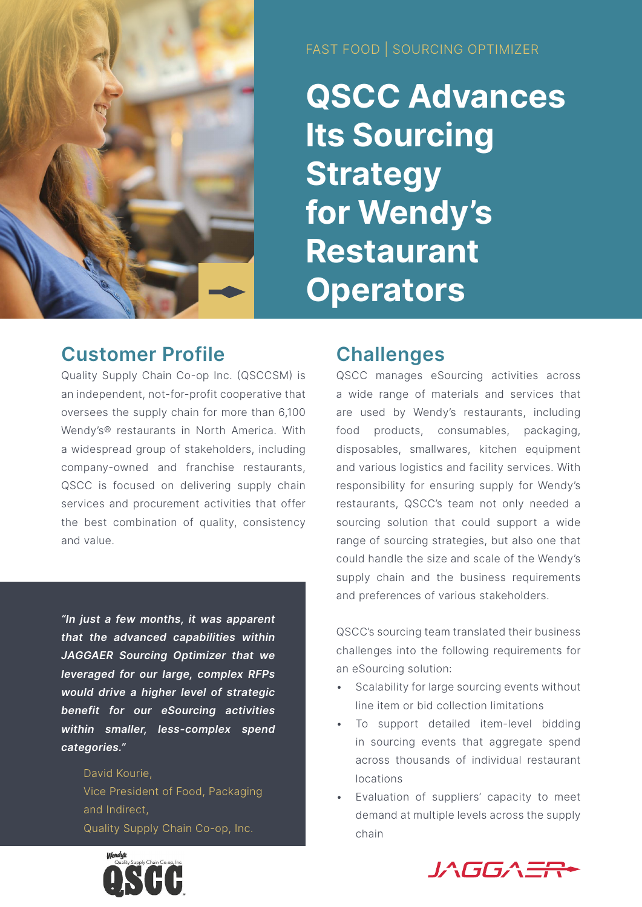FAST FOOD | SOURCING OPTIMIZER

# QSCC Advances Its Sourcing Strategy for Wendy's Restaurant Operators

## Customer Profile

Quality Supply Chain Co-op Inc. (QSCCSM) is an independent, not-for-profit cooperative that oversees the supply chain for more than 6,100 Wendy's® restaurants in North America. With a widespread group of stakeholders, including company-owned and franchise restaurants, QSCC is focused on delivering supply chain services and procurement activities that offer the best combination of quality, consistency and value.

***"In just a few months, it was apparent that the advanced capabilities within JAGGAER Sourcing Optimizer that we leveraged for our large, complex RFPs would drive a higher level of strategic benefit for our eSourcing activities within smaller, less-complex spend categories."***

David Kourie,
Vice President of Food, Packaging and Indirect,
Quality Supply Chain Co-op, Inc.

## Challenges

QSCC manages eSourcing activities across a wide range of materials and services that are used by Wendy's restaurants, including food products, consumables, packaging, disposables, smallwares, kitchen equipment and various logistics and facility services. With responsibility for ensuring supply for Wendy's restaurants, QSCC's team not only needed a sourcing solution that could support a wide range of sourcing strategies, but also one that could handle the size and scale of the Wendy's supply chain and the business requirements and preferences of various stakeholders.

QSCC's sourcing team translated their business challenges into the following requirements for an eSourcing solution:

- Scalability for large sourcing events without line item or bid collection limitations
- To support detailed item-level bidding in sourcing events that aggregate spend across thousands of individual restaurant locations
- Evaluation of suppliers' capacity to meet demand at multiple levels across the supply chain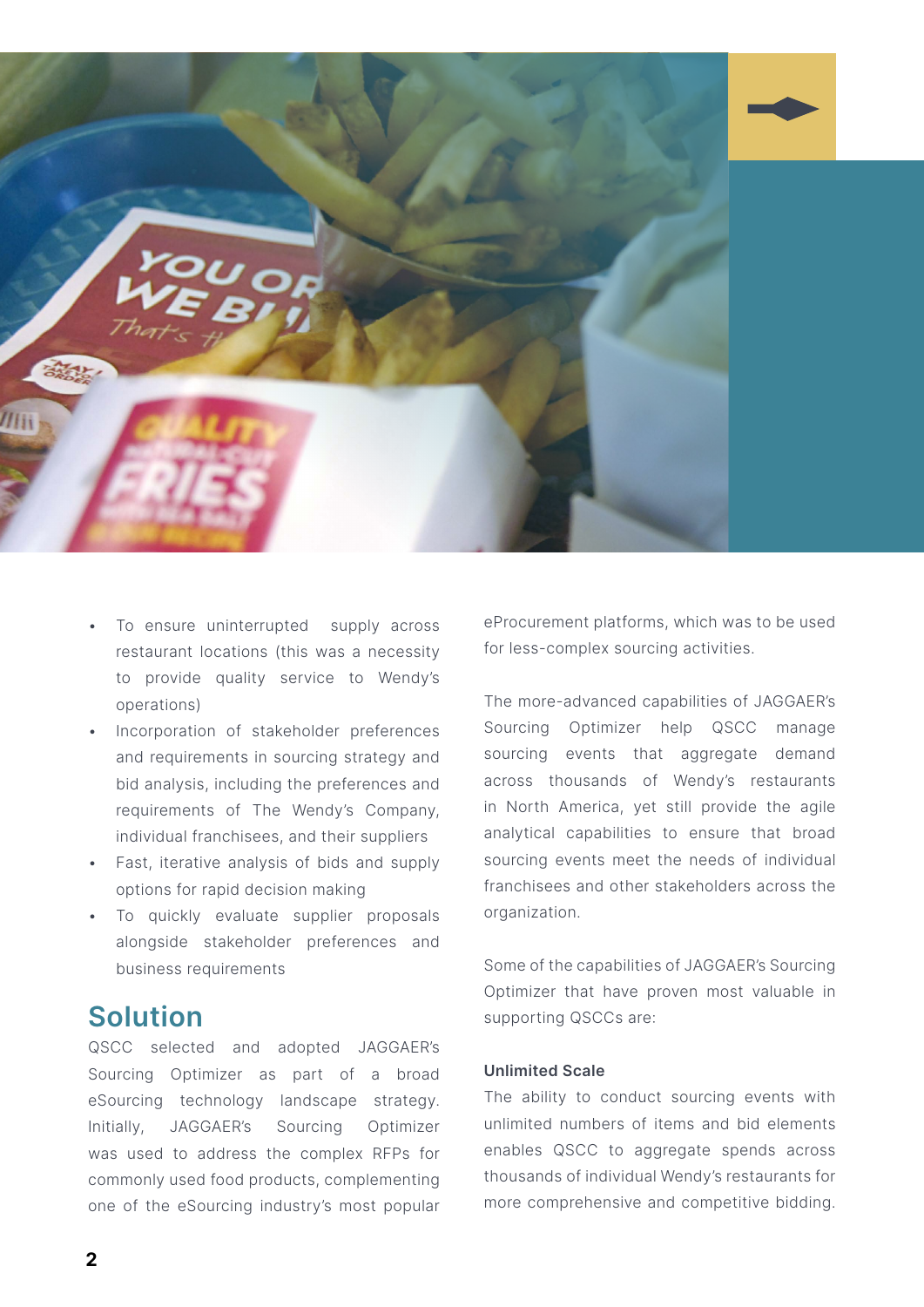- To ensure uninterrupted supply across restaurant locations (this was a necessity to provide quality service to Wendy's operations)
- Incorporation of stakeholder preferences and requirements in sourcing strategy and bid analysis, including the preferences and requirements of The Wendy's Company, individual franchisees, and their suppliers
- Fast, iterative analysis of bids and supply options for rapid decision making
- To quickly evaluate supplier proposals alongside stakeholder preferences and business requirements

## Solution

QSCC selected and adopted JAGGAER's Sourcing Optimizer as part of a broad eSourcing technology landscape strategy. Initially, JAGGAER's Sourcing Optimizer was used to address the complex RFPs for commonly used food products, complementing one of the eSourcing industry's most popular eProcurement platforms, which was to be used for less-complex sourcing activities.

The more-advanced capabilities of JAGGAER's Sourcing Optimizer help QSCC manage sourcing events that aggregate demand across thousands of Wendy's restaurants in North America, yet still provide the agile analytical capabilities to ensure that broad sourcing events meet the needs of individual franchisees and other stakeholders across the organization.

Some of the capabilities of JAGGAER's Sourcing Optimizer that have proven most valuable in supporting QSCCs are:

**Unlimited Scale**

The ability to conduct sourcing events with unlimited numbers of items and bid elements enables QSCC to aggregate spends across thousands of individual Wendy's restaurants for more comprehensive and competitive bidding.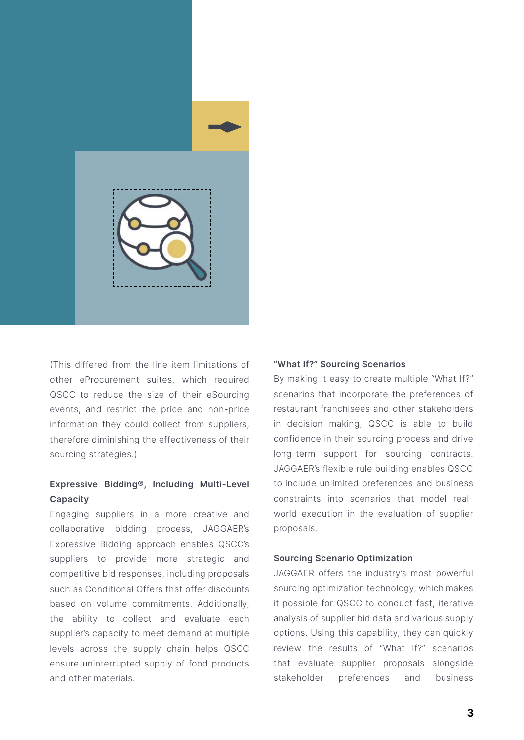(This differed from the line item limitations of other eProcurement suites, which required QSCC to reduce the size of their eSourcing events, and restrict the price and non-price information they could collect from suppliers, therefore diminishing the effectiveness of their sourcing strategies.)

**Expressive Bidding®, Including Multi-Level Capacity**

Engaging suppliers in a more creative and collaborative bidding process, JAGGAER's Expressive Bidding approach enables QSCC's suppliers to provide more strategic and competitive bid responses, including proposals such as Conditional Offers that offer discounts based on volume commitments. Additionally, the ability to collect and evaluate each supplier's capacity to meet demand at multiple levels across the supply chain helps QSCC ensure uninterrupted supply of food products and other materials.

**"What If?" Sourcing Scenarios**

By making it easy to create multiple "What If?" scenarios that incorporate the preferences of restaurant franchisees and other stakeholders in decision making, QSCC is able to build confidence in their sourcing process and drive long-term support for sourcing contracts. JAGGAER's flexible rule building enables QSCC to include unlimited preferences and business constraints into scenarios that model real-world execution in the evaluation of supplier proposals.

**Sourcing Scenario Optimization**

JAGGAER offers the industry's most powerful sourcing optimization technology, which makes it possible for QSCC to conduct fast, iterative analysis of supplier bid data and various supply options. Using this capability, they can quickly review the results of "What If?" scenarios that evaluate supplier proposals alongside stakeholder preferences and business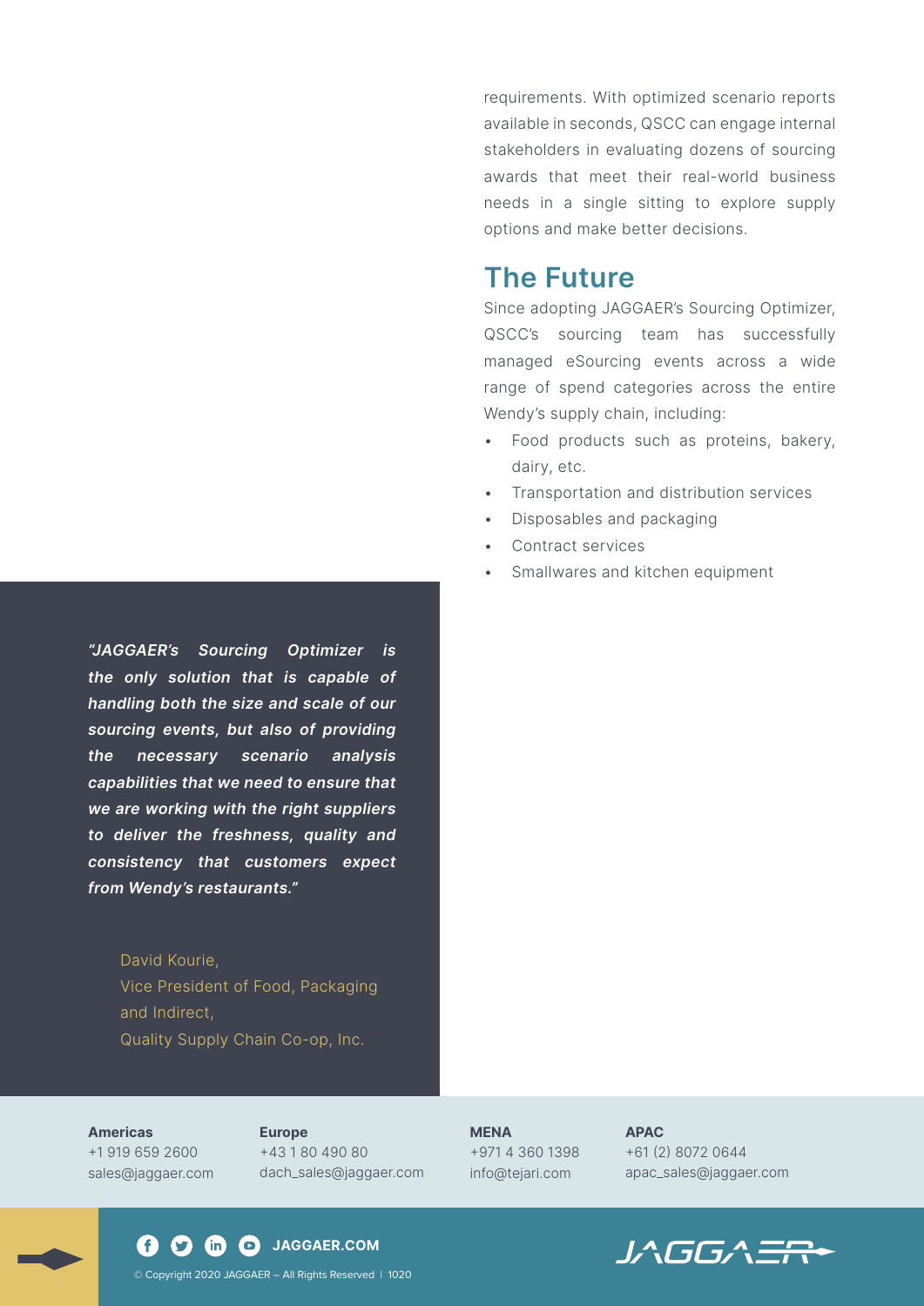requirements. With optimized scenario reports available in seconds, QSCC can engage internal stakeholders in evaluating dozens of sourcing awards that meet their real-world business needs in a single sitting to explore supply options and make better decisions.

## The Future

Since adopting JAGGAER's Sourcing Optimizer, QSCC's sourcing team has successfully managed eSourcing events across a wide range of spend categories across the entire Wendy's supply chain, including:

- Food products such as proteins, bakery, dairy, etc.
- Transportation and distribution services
- Disposables and packaging
- Contract services
- Smallwares and kitchen equipment

***"JAGGAER's Sourcing Optimizer is the only solution that is capable of handling both the size and scale of our sourcing events, but also of providing the necessary scenario analysis capabilities that we need to ensure that we are working with the right suppliers to deliver the freshness, quality and consistency that customers expect from Wendy's restaurants."***

David Kourie,
Vice President of Food, Packaging and Indirect,
Quality Supply Chain Co-op, Inc.

**Americas**
+1 919 659 2600
sales@jaggaer.com

**Europe**
+43 1 80 490 80
dach_sales@jaggaer.com

**MENA**
+971 4 360 1398
info@tejari.com

**APAC**
+61 (2) 8072 0644
apac_sales@jaggaer.com

**JAGGAER.COM**

© Copyright 2020 JAGGAER – All Rights Reserved | 1020